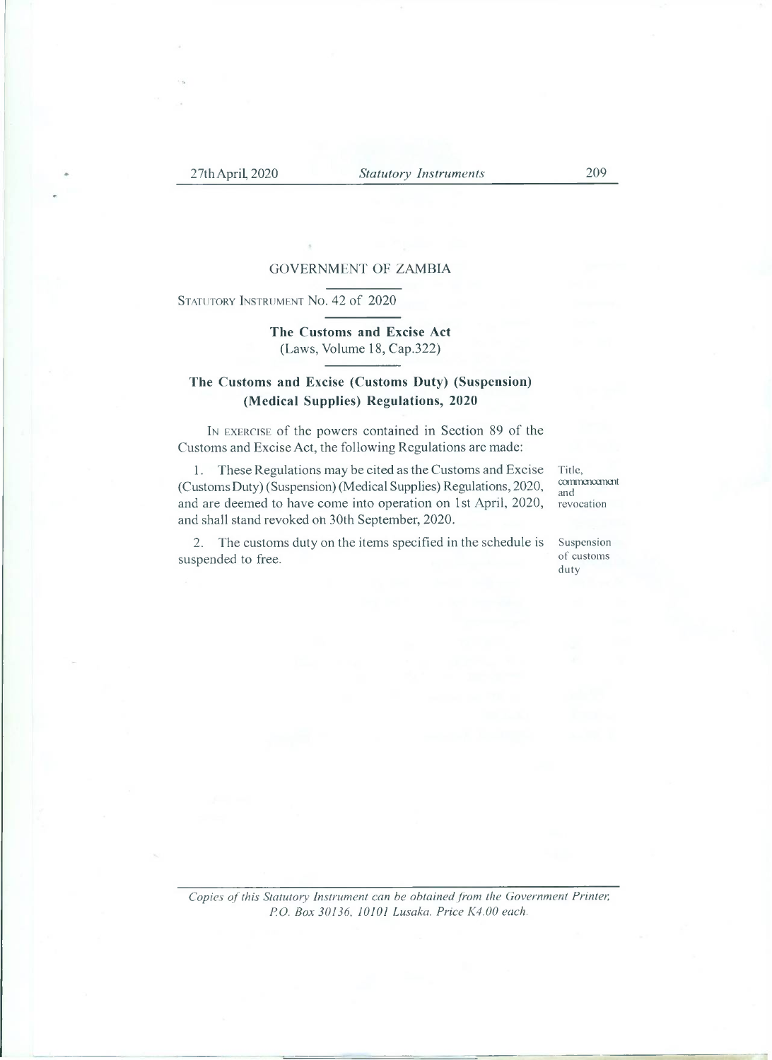GOVERNMENT OF ZAMBIA

STATUTORY INSTRUMENT NO. 42 of 2020

**The Customs and Excise Act**
(Laws, Volume 18, Cap.322)

**The Customs and Excise (Customs Duty) (Suspension) (Medical Supplies) Regulations, 2020**

IN EXERCISE of the powers contained in Section 89 of the Customs and Excise Act, the following Regulations are made:

Title, commencement and revocation

1. These Regulations may be cited as the Customs and Excise (Customs Duty) (Suspension) (Medical Supplies) Regulations, 2020, and are deemed to have come into operation on 1st April, 2020, and shall stand revoked on 30th September, 2020.

Suspension of customs duty

2. The customs duty on the items specified in the schedule is suspended to free.

*Copies of this Statutory Instrument can be obtained from the Government Printer, P.O. Box 30136, 10101 Lusaka. Price K4.00 each.*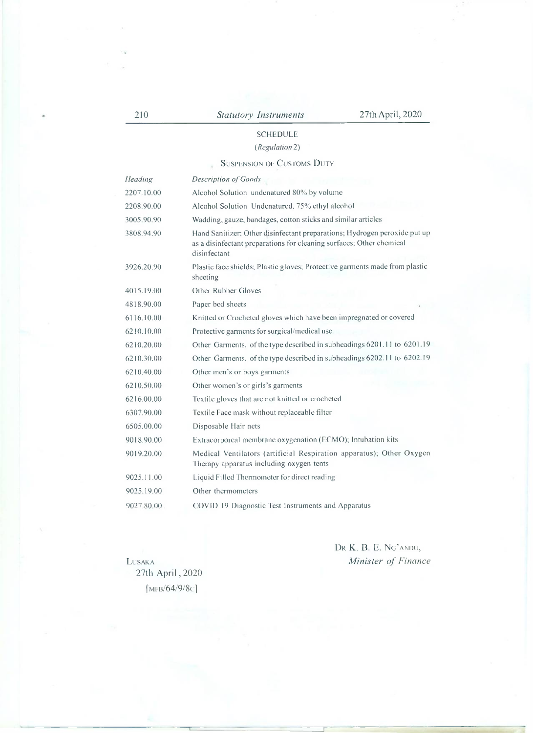## SCHEDULE

*(Regulation 2)*

### SUSPENSION OF CUSTOMS DUTY

| *Heading* | *Description of Goods* |
|---|---|
| 2207.10.00 | Alcohol Solution undenatured 80% by volume |
| 2208.90.00 | Alcohol Solution Undenatured, 75% ethyl alcohol |
| 3005.90.90 | Wadding, gauze, bandages, cotton sticks and similar articles |
| 3808.94.90 | Hand Sanitizer; Other disinfectant preparations; Hydrogen peroxide put up as a disinfectant preparations for cleaning surfaces; Other chemical disinfectant |
| 3926.20.90 | Plastic face shields; Plastic gloves; Protective garments made from plastic sheeting |
| 4015.19.00 | Other Rubber Gloves |
| 4818.90.00 | Paper bed sheets |
| 6116.10.00 | Knitted or Crocheted gloves which have been impregnated or covered |
| 6210.10.00 | Protective garments for surgical/medical use |
| 6210.20.00 | Other Garments, of the type described in subheadings 6201.11 to 6201.19 |
| 6210.30.00 | Other Garments, of the type described in subheadings 6202.11 to 6202.19 |
| 6210.40.00 | Other men's or boys garments |
| 6210.50.00 | Other women's or girls's garments |
| 6216.00.00 | Textile gloves that are not knitted or crocheted |
| 6307.90.00 | Textile Face mask without replaceable filter |
| 6505.00.00 | Disposable Hair nets |
| 9018.90.00 | Extracorporeal membrane oxygenation (ECMO); Intubation kits |
| 9019.20.00 | Medical Ventilators (artificial Respiration apparatus); Other Oxygen Therapy apparatus including oxygen tents |
| 9025.11.00 | Liquid Filled Thermometer for direct reading |
| 9025.19.00 | Other thermometers |
| 9027.80.00 | COVID 19 Diagnostic Test Instruments and Apparatus |

DR K. B. E. NG'ANDU,
*Minister of Finance*

LUSAKA
27th April, 2020
[MFB/64/9/8C]